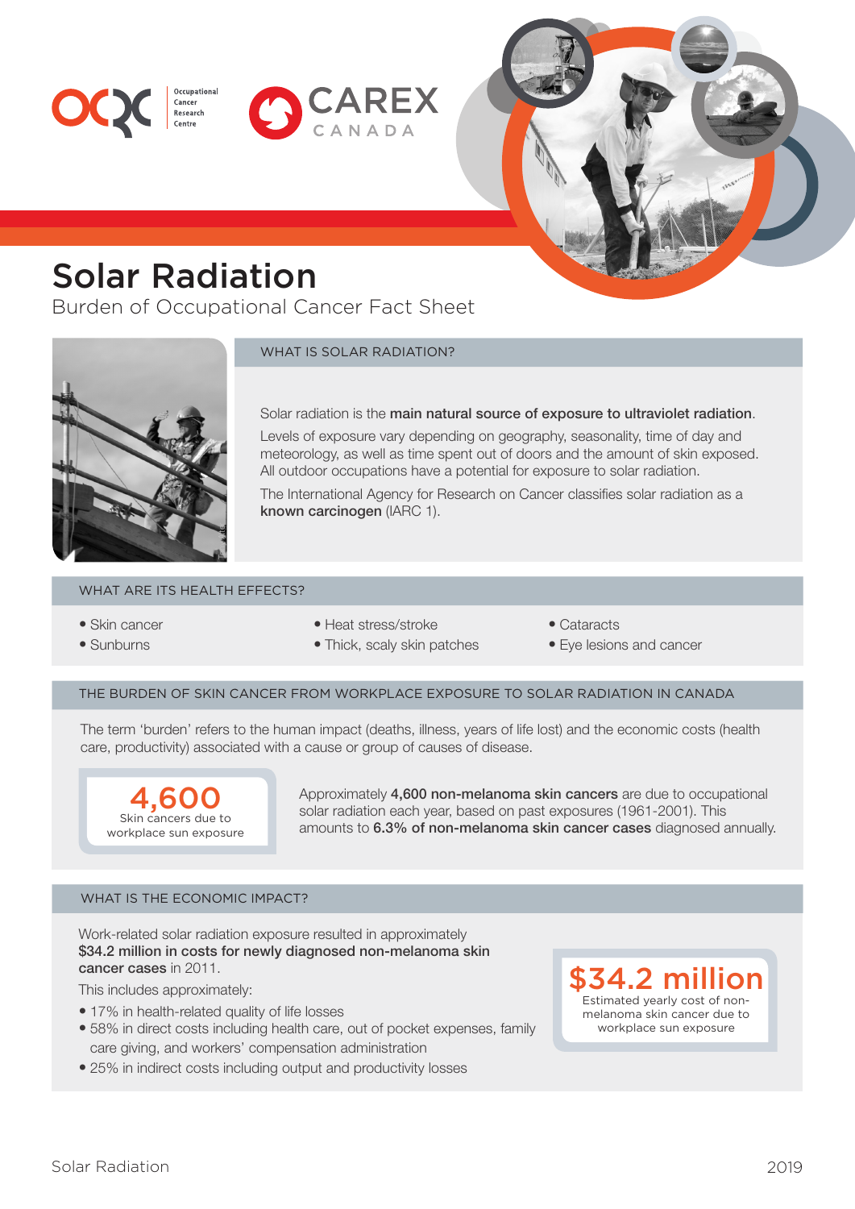# Solar Radiation

Burden of Occupational Cancer Fact Sheet

## WHAT IS SOLAR RADIATION?

Solar radiation is the **main natural source of exposure to ultraviolet radiation**.

Levels of exposure vary depending on geography, seasonality, time of day and meteorology, as well as time spent out of doors and the amount of skin exposed. All outdoor occupations have a potential for exposure to solar radiation.

The International Agency for Research on Cancer classifies solar radiation as a **known carcinogen** (IARC 1).

## WHAT ARE ITS HEALTH EFFECTS?

- Skin cancer
- Sunburns
- Heat stress/stroke
- Thick, scaly skin patches
- Cataracts
- Eye lesions and cancer

## THE BURDEN OF SKIN CANCER FROM WORKPLACE EXPOSURE TO SOLAR RADIATION IN CANADA

The term 'burden' refers to the human impact (deaths, illness, years of life lost) and the economic costs (health care, productivity) associated with a cause or group of causes of disease.

**4,600**
Skin cancers due to workplace sun exposure

Approximately **4,600 non-melanoma skin cancers** are due to occupational solar radiation each year, based on past exposures (1961-2001). This amounts to **6.3% of non-melanoma skin cancer cases** diagnosed annually.

## WHAT IS THE ECONOMIC IMPACT?

Work-related solar radiation exposure resulted in approximately **$34.2 million in costs for newly diagnosed non-melanoma skin cancer cases** in 2011.

This includes approximately:

- 17% in health-related quality of life losses
- 58% in direct costs including health care, out of pocket expenses, family care giving, and workers' compensation administration
- 25% in indirect costs including output and productivity losses

**$34.2 million**
Estimated yearly cost of non-melanoma skin cancer due to workplace sun exposure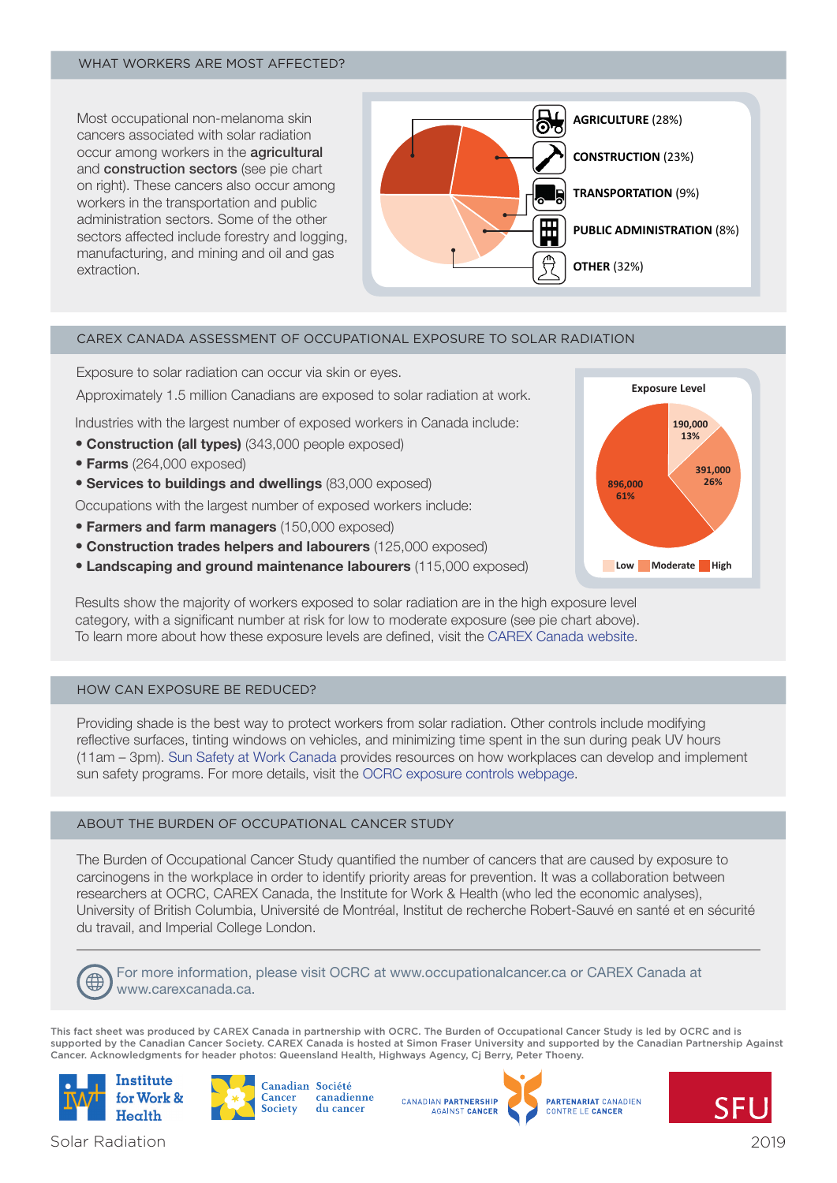## WHAT WORKERS ARE MOST AFFECTED?

Most occupational non-melanoma skin cancers associated with solar radiation occur among workers in the **agricultural** and **construction sectors** (see pie chart on right). These cancers also occur among workers in the transportation and public administration sectors. Some of the other sectors affected include forestry and logging, manufacturing, and mining and oil and gas extraction.

**AGRICULTURE** (28%)

**CONSTRUCTION** (23%)

**TRANSPORTATION** (9%)

**PUBLIC ADMINISTRATION** (8%)

**OTHER** (32%)

## CAREX CANADA ASSESSMENT OF OCCUPATIONAL EXPOSURE TO SOLAR RADIATION

Exposure to solar radiation can occur via skin or eyes.

Approximately 1.5 million Canadians are exposed to solar radiation at work.

Industries with the largest number of exposed workers in Canada include:

- **Construction (all types)** (343,000 people exposed)
- **Farms** (264,000 exposed)
- **Services to buildings and dwellings** (83,000 exposed)

Occupations with the largest number of exposed workers include:

- **Farmers and farm managers** (150,000 exposed)
- **Construction trades helpers and labourers** (125,000 exposed)
- **Landscaping and ground maintenance labourers** (115,000 exposed)

Exposure Level

190,000
13%

391,000
26%

896,000
61%

Low Moderate High

Results show the majority of workers exposed to solar radiation are in the high exposure level category, with a significant number at risk for low to moderate exposure (see pie chart above). To learn more about how these exposure levels are defined, visit the CAREX Canada website.

## HOW CAN EXPOSURE BE REDUCED?

Providing shade is the best way to protect workers from solar radiation. Other controls include modifying reflective surfaces, tinting windows on vehicles, and minimizing time spent in the sun during peak UV hours (11am – 3pm). Sun Safety at Work Canada provides resources on how workplaces can develop and implement sun safety programs. For more details, visit the OCRC exposure controls webpage.

## ABOUT THE BURDEN OF OCCUPATIONAL CANCER STUDY

The Burden of Occupational Cancer Study quantified the number of cancers that are caused by exposure to carcinogens in the workplace in order to identify priority areas for prevention. It was a collaboration between researchers at OCRC, CAREX Canada, the Institute for Work & Health (who led the economic analyses), University of British Columbia, Université de Montréal, Institut de recherche Robert-Sauvé en santé et en sécurité du travail, and Imperial College London.

For more information, please visit OCRC at www.occupationalcancer.ca or CAREX Canada at www.carexcanada.ca.

This fact sheet was produced by CAREX Canada in partnership with OCRC. The Burden of Occupational Cancer Study is led by OCRC and is supported by the Canadian Cancer Society. CAREX Canada is hosted at Simon Fraser University and supported by the Canadian Partnership Against Cancer. Acknowledgments for header photos: Queensland Health, Highways Agency, Cj Berry, Peter Thoeny.

Institute for Work & Health | Canadian Cancer Society / Société canadienne du cancer | Canadian Partnership Against Cancer / Partenariat canadien contre le cancer | SFU

Solar Radiation 2019